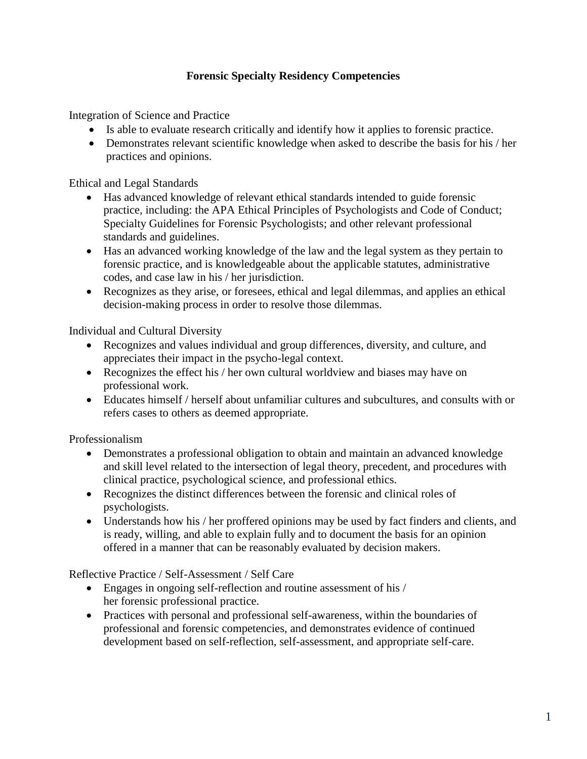# Forensic Specialty Residency Competencies

Integration of Science and Practice

- Is able to evaluate research critically and identify how it applies to forensic practice.
- Demonstrates relevant scientific knowledge when asked to describe the basis for his / her practices and opinions.

Ethical and Legal Standards

- Has advanced knowledge of relevant ethical standards intended to guide forensic practice, including: the APA Ethical Principles of Psychologists and Code of Conduct; Specialty Guidelines for Forensic Psychologists; and other relevant professional standards and guidelines.
- Has an advanced working knowledge of the law and the legal system as they pertain to forensic practice, and is knowledgeable about the applicable statutes, administrative codes, and case law in his / her jurisdiction.
- Recognizes as they arise, or foresees, ethical and legal dilemmas, and applies an ethical decision-making process in order to resolve those dilemmas.

Individual and Cultural Diversity

- Recognizes and values individual and group differences, diversity, and culture, and appreciates their impact in the psycho-legal context.
- Recognizes the effect his / her own cultural worldview and biases may have on professional work.
- Educates himself / herself about unfamiliar cultures and subcultures, and consults with or refers cases to others as deemed appropriate.

Professionalism

- Demonstrates a professional obligation to obtain and maintain an advanced knowledge and skill level related to the intersection of legal theory, precedent, and procedures with clinical practice, psychological science, and professional ethics.
- Recognizes the distinct differences between the forensic and clinical roles of psychologists.
- Understands how his / her proffered opinions may be used by fact finders and clients, and is ready, willing, and able to explain fully and to document the basis for an opinion offered in a manner that can be reasonably evaluated by decision makers.

Reflective Practice / Self-Assessment / Self Care

- Engages in ongoing self-reflection and routine assessment of his / her forensic professional practice.
- Practices with personal and professional self-awareness, within the boundaries of professional and forensic competencies, and demonstrates evidence of continued development based on self-reflection, self-assessment, and appropriate self-care.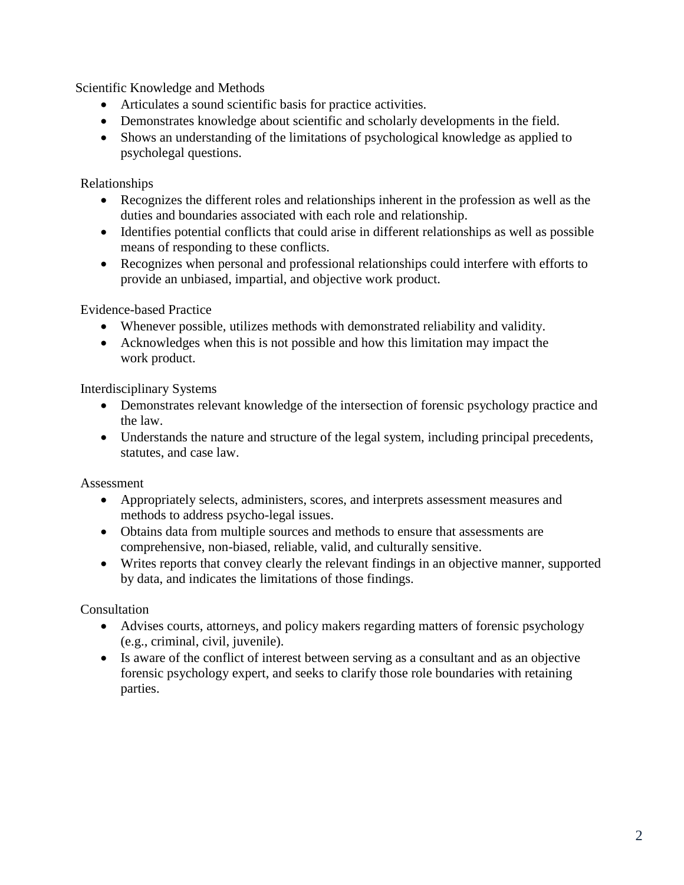Scientific Knowledge and Methods

- Articulates a sound scientific basis for practice activities.
- Demonstrates knowledge about scientific and scholarly developments in the field.
- Shows an understanding of the limitations of psychological knowledge as applied to psycholegal questions.

Relationships

- Recognizes the different roles and relationships inherent in the profession as well as the duties and boundaries associated with each role and relationship.
- Identifies potential conflicts that could arise in different relationships as well as possible means of responding to these conflicts.
- Recognizes when personal and professional relationships could interfere with efforts to provide an unbiased, impartial, and objective work product.

Evidence-based Practice

- Whenever possible, utilizes methods with demonstrated reliability and validity.
- Acknowledges when this is not possible and how this limitation may impact the work product.

Interdisciplinary Systems

- Demonstrates relevant knowledge of the intersection of forensic psychology practice and the law.
- Understands the nature and structure of the legal system, including principal precedents, statutes, and case law.

Assessment

- Appropriately selects, administers, scores, and interprets assessment measures and methods to address psycho-legal issues.
- Obtains data from multiple sources and methods to ensure that assessments are comprehensive, non-biased, reliable, valid, and culturally sensitive.
- Writes reports that convey clearly the relevant findings in an objective manner, supported by data, and indicates the limitations of those findings.

Consultation

- Advises courts, attorneys, and policy makers regarding matters of forensic psychology (e.g., criminal, civil, juvenile).
- Is aware of the conflict of interest between serving as a consultant and as an objective forensic psychology expert, and seeks to clarify those role boundaries with retaining parties.